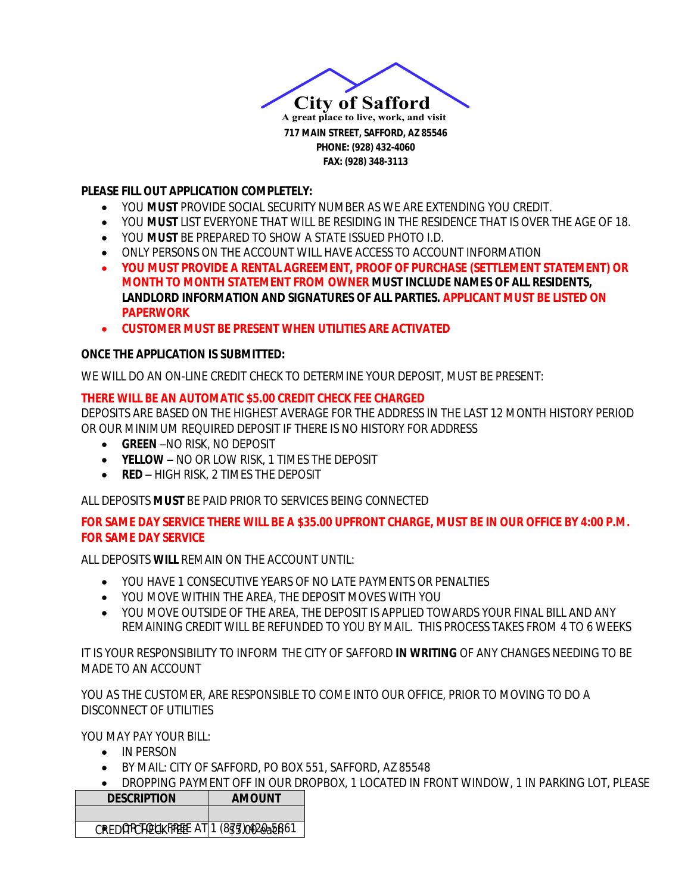# City of Safford

A great place to live, work, and visit

**717 MAIN STREET, SAFFORD, AZ 85546**
**PHONE: (928) 432-4060**
**FAX: (928) 348-3113**

**PLEASE FILL OUT APPLICATION COMPLETELY:**

- YOU **MUST** PROVIDE SOCIAL SECURITY NUMBER AS WE ARE EXTENDING YOU CREDIT.
- YOU **MUST** LIST EVERYONE THAT WILL BE RESIDING IN THE RESIDENCE THAT IS OVER THE AGE OF 18.
- YOU **MUST** BE PREPARED TO SHOW A STATE ISSUED PHOTO I.D.
- ONLY PERSONS ON THE ACCOUNT WILL HAVE ACCESS TO ACCOUNT INFORMATION
- **YOU MUST PROVIDE A RENTAL AGREEMENT, PROOF OF PURCHASE (SETTLEMENT STATEMENT) OR MONTH TO MONTH STATEMENT FROM OWNER MUST INCLUDE NAMES OF ALL RESIDENTS, LANDLORD INFORMATION AND SIGNATURES OF ALL PARTIES. APPLICANT MUST BE LISTED ON PAPERWORK**
- **CUSTOMER MUST BE PRESENT WHEN UTILITIES ARE ACTIVATED**

**ONCE THE APPLICATION IS SUBMITTED:**

WE WILL DO AN ON-LINE CREDIT CHECK TO DETERMINE YOUR DEPOSIT, MUST BE PRESENT:

**THERE WILL BE AN AUTOMATIC $5.00 CREDIT CHECK FEE CHARGED**

DEPOSITS ARE BASED ON THE HIGHEST AVERAGE FOR THE ADDRESS IN THE LAST 12 MONTH HISTORY PERIOD OR OUR MINIMUM REQUIRED DEPOSIT IF THERE IS NO HISTORY FOR ADDRESS

- **GREEN** –NO RISK, NO DEPOSIT
- **YELLOW** – NO OR LOW RISK, 1 TIMES THE DEPOSIT
- **RED** – HIGH RISK, 2 TIMES THE DEPOSIT

ALL DEPOSITS **MUST** BE PAID PRIOR TO SERVICES BEING CONNECTED

**FOR SAME DAY SERVICE THERE WILL BE A $35.00 UPFRONT CHARGE, MUST BE IN OUR OFFICE BY 4:00 P.M. FOR SAME DAY SERVICE**

ALL DEPOSITS **WILL** REMAIN ON THE ACCOUNT UNTIL:

- YOU HAVE 1 CONSECUTIVE YEARS OF NO LATE PAYMENTS OR PENALTIES
- YOU MOVE WITHIN THE AREA, THE DEPOSIT MOVES WITH YOU
- YOU MOVE OUTSIDE OF THE AREA, THE DEPOSIT IS APPLIED TOWARDS YOUR FINAL BILL AND ANY REMAINING CREDIT WILL BE REFUNDED TO YOU BY MAIL. THIS PROCESS TAKES FROM 4 TO 6 WEEKS

IT IS YOUR RESPONSIBILITY TO INFORM THE CITY OF SAFFORD **IN WRITING** OF ANY CHANGES NEEDING TO BE MADE TO AN ACCOUNT

YOU AS THE CUSTOMER, ARE RESPONSIBLE TO COME INTO OUR OFFICE, PRIOR TO MOVING TO DO A DISCONNECT OF UTILITIES

YOU MAY PAY YOUR BILL:

- IN PERSON
- BY MAIL: CITY OF SAFFORD, PO BOX 551, SAFFORD, AZ 85548
- DROPPING PAYMENT OFF IN OUR DROPBOX, 1 LOCATED IN FRONT WINDOW, 1 IN PARKING LOT, PLEASE
- OR TOLL FREE AT 1 (877) 420-5861

| DESCRIPTION | AMOUNT |
|---|---|
| | |
| CREDIT CHECK FEE | $5.00 each |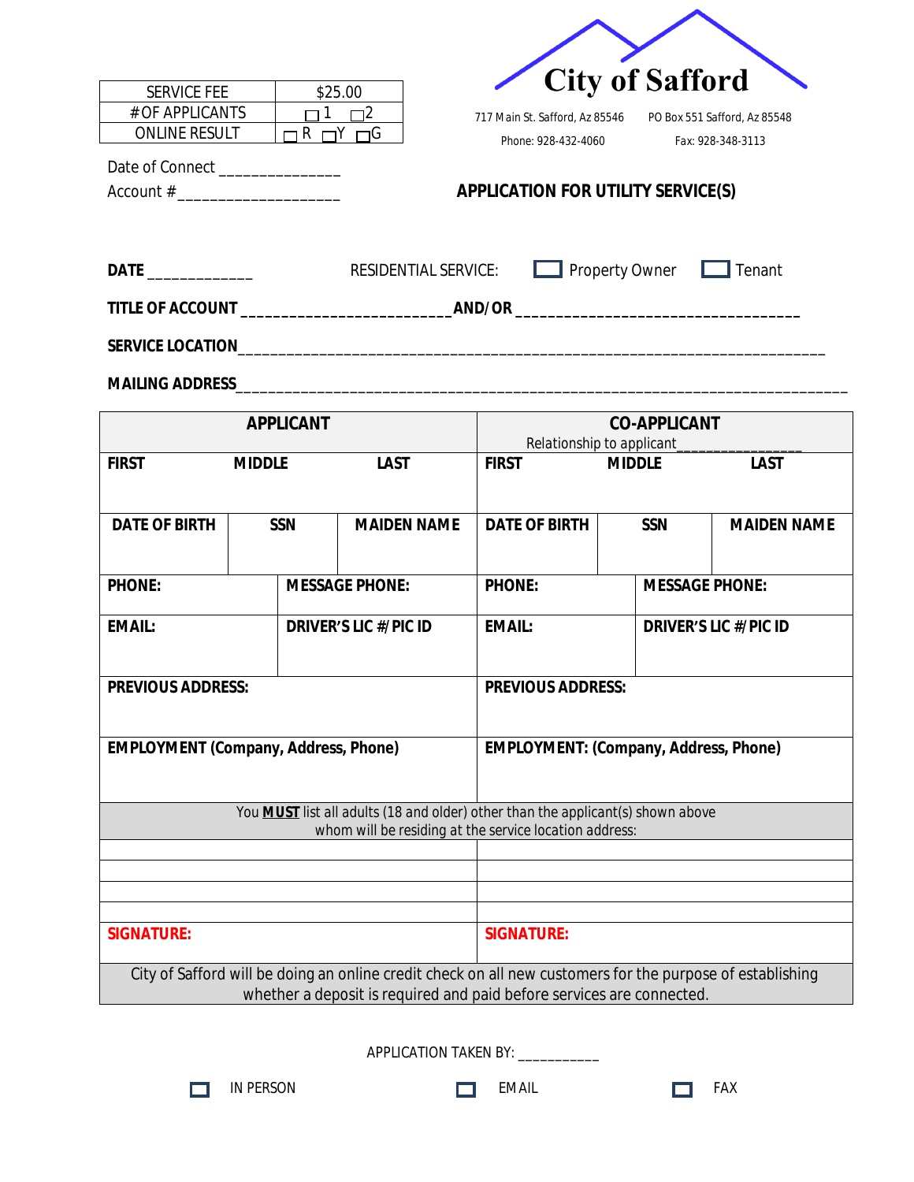| | |
|---|---|
| SERVICE FEE | $25.00 |
| # OF APPLICANTS | ☐ 1 ☐ 2 |
| ONLINE RESULT | ☐ R ☐ Y ☐ G |

Date of Connect ______________

Account # ___________________

# City of Safford

717 Main St. Safford, Az 85546    PO Box 551 Safford, Az 85548

Phone: 928-432-4060    Fax: 928-348-3113

## APPLICATION FOR UTILITY SERVICE(S)

**DATE** ____________    RESIDENTIAL SERVICE: ☐ Property Owner ☐ Tenant

**TITLE OF ACCOUNT** ________________________ **AND/OR** _________________________________

**SERVICE LOCATION**_____________________________________________________________________

**MAILING ADDRESS**_______________________________________________________________________

| **APPLICANT** | | | **CO-APPLICANT** Relationship to applicant_______________ | | |
|---|---|---|---|---|---|
| **FIRST** | **MIDDLE** | **LAST** | **FIRST** | **MIDDLE** | **LAST** |
| **DATE OF BIRTH** | **SSN** | **MAIDEN NAME** | **DATE OF BIRTH** | **SSN** | **MAIDEN NAME** |
| **PHONE:** | **MESSAGE PHONE:** | | **PHONE:** | **MESSAGE PHONE:** | |
| **EMAIL:** | **DRIVER'S LIC #/PIC ID** | | **EMAIL:** | **DRIVER'S LIC #/PIC ID** | |
| **PREVIOUS ADDRESS:** | | | **PREVIOUS ADDRESS:** | | |
| **EMPLOYMENT (Company, Address, Phone)** | | | **EMPLOYMENT: (Company, Address, Phone)** | | |
| You **MUST** list all adults (18 and older) other than the applicant(s) shown above whom will be residing at the service location address: | | | | | |
| | | | | | |
| | | | | | |
| | | | | | |
| | | | | | |
| **SIGNATURE:** | | | **SIGNATURE:** | | |
| City of Safford will be doing an online credit check on all new customers for the purpose of establishing whether a deposit is required and paid before services are connected. | | | | | |

APPLICATION TAKEN BY: __________

☐ IN PERSON    ☐ EMAIL    ☐ FAX